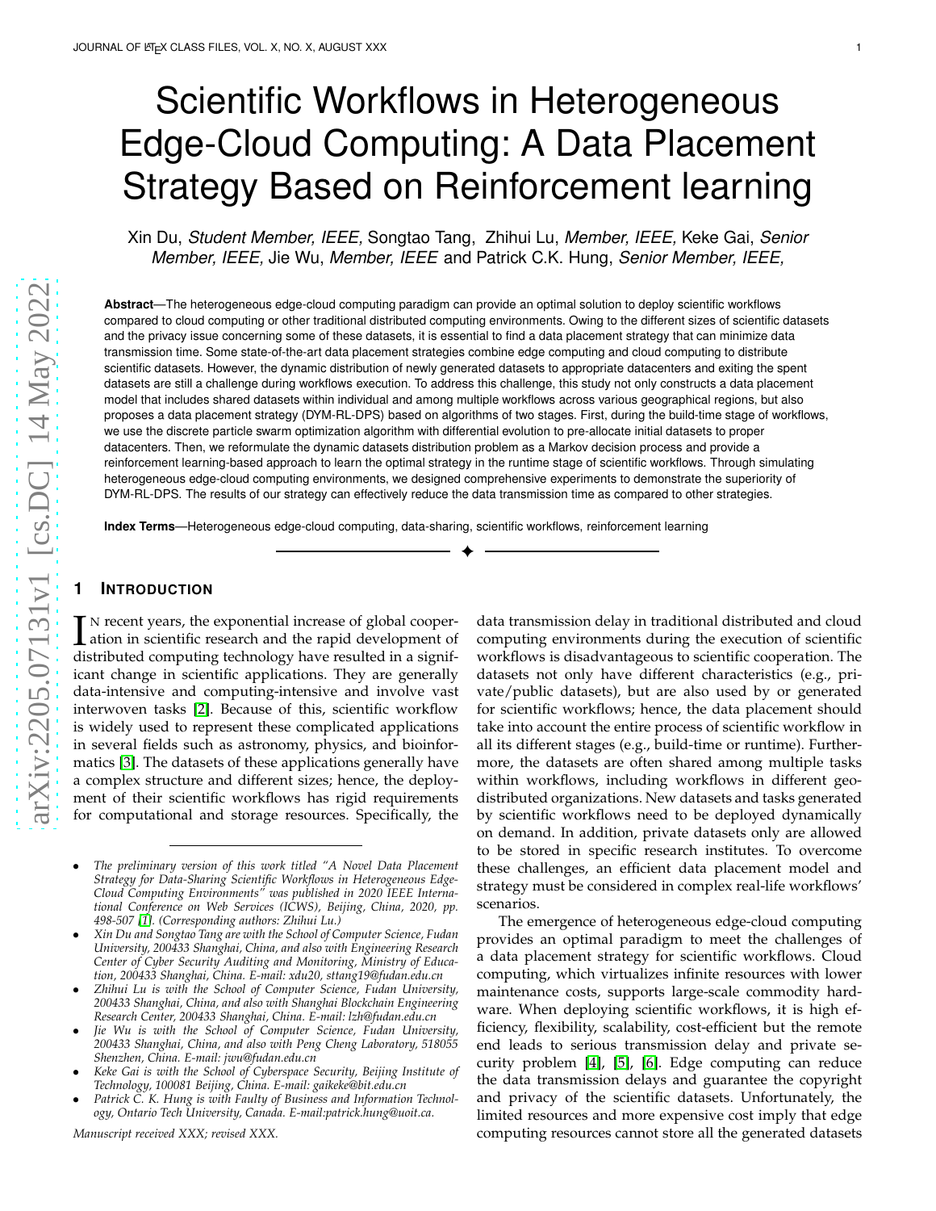# Scientific Workflows in Heterogeneous Edge-Cloud Computing: A Data Placement Strategy Based on Reinforcement learning

Xin Du, *Student Member, IEEE,* Songtao Tang, Zhihui Lu, *Member, IEEE,* Keke Gai, *Senior Member, IEEE,* Jie Wu, *Member, IEEE* and Patrick C.K. Hung, *Senior Member, IEEE,*

**Abstract**—The heterogeneous edge-cloud computing paradigm can provide an optimal solution to deploy scientific workflows compared to cloud computing or other traditional distributed computing environments. Owing to the different sizes of scientific datasets and the privacy issue concerning some of these datasets, it is essential to find a data placement strategy that can minimize data transmission time. Some state-of-the-art data placement strategies combine edge computing and cloud computing to distribute scientific datasets. However, the dynamic distribution of newly generated datasets to appropriate datacenters and exiting the spent datasets are still a challenge during workflows execution. To address this challenge, this study not only constructs a data placement model that includes shared datasets within individual and among multiple workflows across various geographical regions, but also proposes a data placement strategy (DYM-RL-DPS) based on algorithms of two stages. First, during the build-time stage of workflows, we use the discrete particle swarm optimization algorithm with differential evolution to pre-allocate initial datasets to proper datacenters. Then, we reformulate the dynamic datasets distribution problem as a Markov decision process and provide a reinforcement learning-based approach to learn the optimal strategy in the runtime stage of scientific workflows. Through simulating heterogeneous edge-cloud computing environments, we designed comprehensive experiments to demonstrate the superiority of DYM-RL-DPS. The results of our strategy can effectively reduce the data transmission time as compared to other strategies.

**Index Terms**—Heterogeneous edge-cloud computing, data-sharing, scientific workflows, reinforcement learning

## 1 Introduction

In recent years, the exponential increase of global cooperation in scientific research and the rapid development of distributed computing technology have resulted in a significant change in scientific applications. They are generally data-intensive and computing-intensive and involve vast interwoven tasks [2]. Because of this, scientific workflow is widely used to represent these complicated applications in several fields such as astronomy, physics, and bioinformatics [3]. The datasets of these applications generally have a complex structure and different sizes; hence, the deployment of their scientific workflows has rigid requirements for computational and storage resources. Specifically, the data transmission delay in traditional distributed and cloud computing environments during the execution of scientific workflows is disadvantageous to scientific cooperation. The datasets not only have different characteristics (e.g., private/public datasets), but are also used by or generated for scientific workflows; hence, the data placement should take into account the entire process of scientific workflow in all its different stages (e.g., build-time or runtime). Furthermore, the datasets are often shared among multiple tasks within workflows, including workflows in different geo-distributed organizations. New datasets and tasks generated by scientific workflows need to be deployed dynamically on demand. In addition, private datasets only are allowed to be stored in specific research institutes. To overcome these challenges, an efficient data placement model and strategy must be considered in complex real-life workflows' scenarios.

The emergence of heterogeneous edge-cloud computing provides an optimal paradigm to meet the challenges of a data placement strategy for scientific workflows. Cloud computing, which virtualizes infinite resources with lower maintenance costs, supports large-scale commodity hardware. When deploying scientific workflows, it is high efficiency, flexibility, scalability, cost-efficient but the remote end leads to serious transmission delay and private security problem [4], [5], [6]. Edge computing can reduce the data transmission delays and guarantee the copyright and privacy of the scientific datasets. Unfortunately, the limited resources and more expensive cost imply that edge computing resources cannot store all the generated datasets

---

- *The preliminary version of this work titled "A Novel Data Placement Strategy for Data-Sharing Scientific Workflows in Heterogeneous Edge-Cloud Computing Environments" was published in 2020 IEEE International Conference on Web Services (ICWS), Beijing, China, 2020, pp. 498-507 [1]. (Corresponding authors: Zhihui Lu.)*
- *Xin Du and Songtao Tang are with the School of Computer Science, Fudan University, 200433 Shanghai, China, and also with Engineering Research Center of Cyber Security Auditing and Monitoring, Ministry of Education, 200433 Shanghai, China. E-mail: xdu20, sttang19@fudan.edu.cn*
- *Zhihui Lu is with the School of Computer Science, Fudan University, 200433 Shanghai, China, and also with Shanghai Blockchain Engineering Research Center, 200433 Shanghai, China. E-mail: lzh@fudan.edu.cn*
- *Jie Wu is with the School of Computer Science, Fudan University, 200433 Shanghai, China, and also with Peng Cheng Laboratory, 518055 Shenzhen, China. E-mail: jwu@fudan.edu.cn*
- *Keke Gai is with the School of Cyberspace Security, Beijing Institute of Technology, 100081 Beijing, China. E-mail: gaikeke@bit.edu.cn*
- *Patrick C. K. Hung is with Faculty of Business and Information Technology, Ontario Tech University, Canada. E-mail:patrick.hung@uoit.ca.*

*Manuscript received XXX; revised XXX.*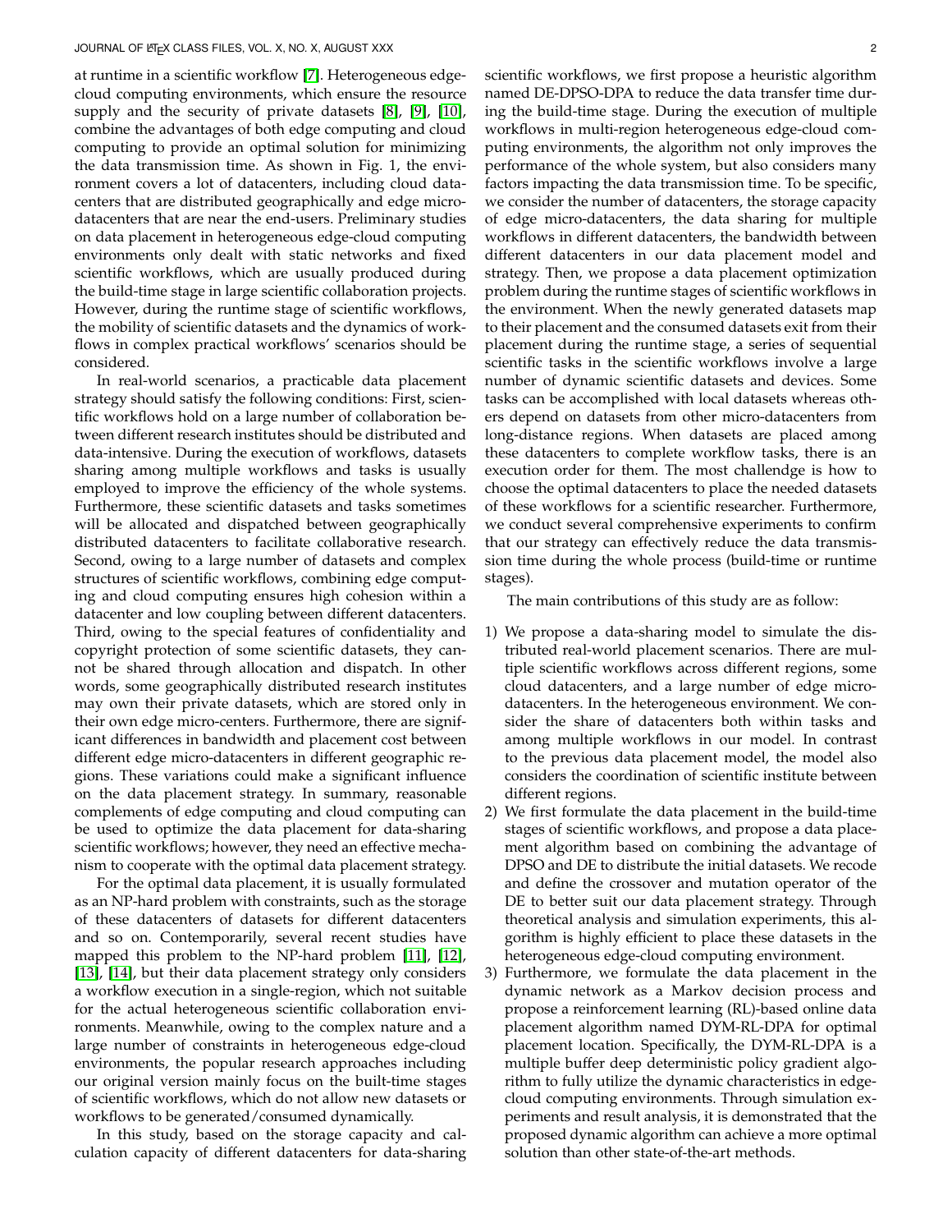at runtime in a scientific workflow [7]. Heterogeneous edge-cloud computing environments, which ensure the resource supply and the security of private datasets [8], [9], [10], combine the advantages of both edge computing and cloud computing to provide an optimal solution for minimizing the data transmission time. As shown in Fig. 1, the environment covers a lot of datacenters, including cloud datacenters that are distributed geographically and edge micro-datacenters that are near the end-users. Preliminary studies on data placement in heterogeneous edge-cloud computing environments only dealt with static networks and fixed scientific workflows, which are usually produced during the build-time stage in large scientific collaboration projects. However, during the runtime stage of scientific workflows, the mobility of scientific datasets and the dynamics of workflows in complex practical workflows' scenarios should be considered.

In real-world scenarios, a practicable data placement strategy should satisfy the following conditions: First, scientific workflows hold on a large number of collaboration between different research institutes should be distributed and data-intensive. During the execution of workflows, datasets sharing among multiple workflows and tasks is usually employed to improve the efficiency of the whole systems. Furthermore, these scientific datasets and tasks sometimes will be allocated and dispatched between geographically distributed datacenters to facilitate collaborative research. Second, owing to a large number of datasets and complex structures of scientific workflows, combining edge computing and cloud computing ensures high cohesion within a datacenter and low coupling between different datacenters. Third, owing to the special features of confidentiality and copyright protection of some scientific datasets, they cannot be shared through allocation and dispatch. In other words, some geographically distributed research institutes may own their private datasets, which are stored only in their own edge micro-centers. Furthermore, there are significant differences in bandwidth and placement cost between different edge micro-datacenters in different geographic regions. These variations could make a significant influence on the data placement strategy. In summary, reasonable complements of edge computing and cloud computing can be used to optimize the data placement for data-sharing scientific workflows; however, they need an effective mechanism to cooperate with the optimal data placement strategy.

For the optimal data placement, it is usually formulated as an NP-hard problem with constraints, such as the storage of these datacenters of datasets for different datacenters and so on. Contemporarily, several recent studies have mapped this problem to the NP-hard problem [11], [12], [13], [14], but their data placement strategy only considers a workflow execution in a single-region, which not suitable for the actual heterogeneous scientific collaboration environments. Meanwhile, owing to the complex nature and a large number of constraints in heterogeneous edge-cloud environments, the popular research approaches including our original version mainly focus on the built-time stages of scientific workflows, which do not allow new datasets or workflows to be generated/consumed dynamically.

In this study, based on the storage capacity and calculation capacity of different datacenters for data-sharing scientific workflows, we first propose a heuristic algorithm named DE-DPSO-DPA to reduce the data transfer time during the build-time stage. During the execution of multiple workflows in multi-region heterogeneous edge-cloud computing environments, the algorithm not only improves the performance of the whole system, but also considers many factors impacting the data transmission time. To be specific, we consider the number of datacenters, the storage capacity of edge micro-datacenters, the data sharing for multiple workflows in different datacenters, the bandwidth between different datacenters in our data placement model and strategy. Then, we propose a data placement optimization problem during the runtime stages of scientific workflows in the environment. When the newly generated datasets map to their placement and the consumed datasets exit from their placement during the runtime stage, a series of sequential scientific tasks in the scientific workflows involve a large number of dynamic scientific datasets and devices. Some tasks can be accomplished with local datasets whereas others depend on datasets from other micro-datacenters from long-distance regions. When datasets are placed among these datacenters to complete workflow tasks, there is an execution order for them. The most challendge is how to choose the optimal datacenters to place the needed datasets of these workflows for a scientific researcher. Furthermore, we conduct several comprehensive experiments to confirm that our strategy can effectively reduce the data transmission time during the whole process (build-time or runtime stages).

The main contributions of this study are as follow:

1) We propose a data-sharing model to simulate the distributed real-world placement scenarios. There are multiple scientific workflows across different regions, some cloud datacenters, and a large number of edge micro-datacenters. In the heterogeneous environment. We consider the share of datacenters both within tasks and among multiple workflows in our model. In contrast to the previous data placement model, the model also considers the coordination of scientific institute between different regions.
2) We first formulate the data placement in the build-time stages of scientific workflows, and propose a data placement algorithm based on combining the advantage of DPSO and DE to distribute the initial datasets. We recode and define the crossover and mutation operator of the DE to better suit our data placement strategy. Through theoretical analysis and simulation experiments, this algorithm is highly efficient to place these datasets in the heterogeneous edge-cloud computing environment.
3) Furthermore, we formulate the data placement in the dynamic network as a Markov decision process and propose a reinforcement learning (RL)-based online data placement algorithm named DYM-RL-DPA for optimal placement location. Specifically, the DYM-RL-DPA is a multiple buffer deep deterministic policy gradient algorithm to fully utilize the dynamic characteristics in edge-cloud computing environments. Through simulation experiments and result analysis, it is demonstrated that the proposed dynamic algorithm can achieve a more optimal solution than other state-of-the-art methods.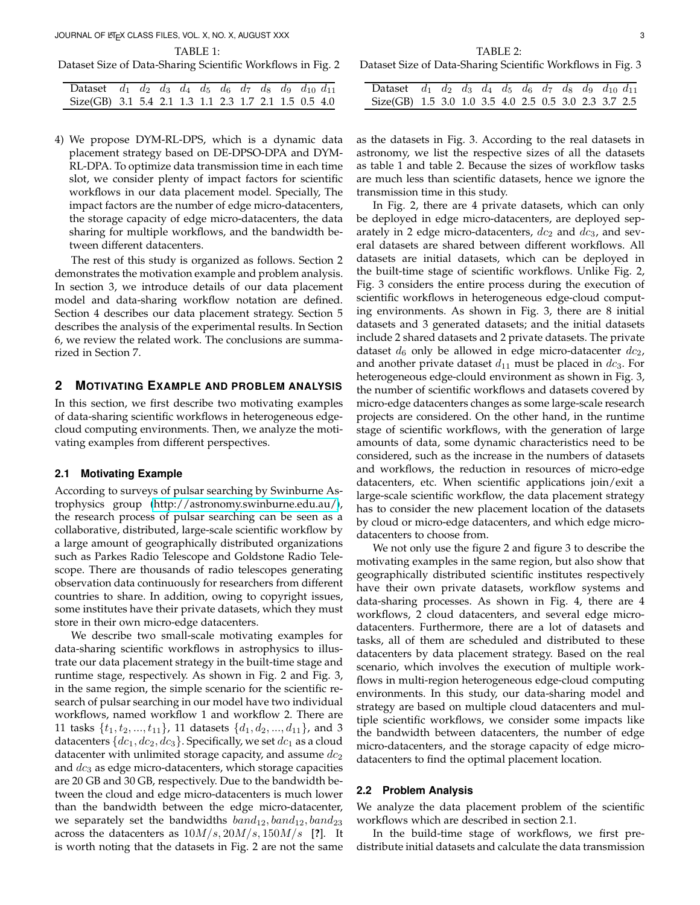TABLE 1:
Dataset Size of Data-Sharing Scientific Workflows in Fig. 2

| Dataset | $d_1$ | $d_2$ | $d_3$ | $d_4$ | $d_5$ | $d_6$ | $d_7$ | $d_8$ | $d_9$ | $d_{10}$ | $d_{11}$ |
|---|---|---|---|---|---|---|---|---|---|---|---|
| Size(GB) | 3.1 | 5.4 | 2.1 | 1.3 | 1.1 | 2.3 | 1.7 | 2.1 | 1.5 | 0.5 | 4.0 |

TABLE 2:
Dataset Size of Data-Sharing Scientific Workflows in Fig. 3

| Dataset | $d_1$ | $d_2$ | $d_3$ | $d_4$ | $d_5$ | $d_6$ | $d_7$ | $d_8$ | $d_9$ | $d_{10}$ | $d_{11}$ |
|---|---|---|---|---|---|---|---|---|---|---|---|
| Size(GB) | 1.5 | 3.0 | 1.0 | 3.5 | 4.0 | 2.5 | 0.5 | 3.0 | 2.3 | 3.7 | 2.5 |

4) We propose DYM-RL-DPS, which is a dynamic data placement strategy based on DE-DPSO-DPA and DYM-RL-DPA. To optimize data transmission time in each time slot, we consider plenty of impact factors for scientific workflows in our data placement model. Specially, The impact factors are the number of edge micro-datacenters, the storage capacity of edge micro-datacenters, the data sharing for multiple workflows, and the bandwidth between different datacenters.

The rest of this study is organized as follows. Section 2 demonstrates the motivation example and problem analysis. In section 3, we introduce details of our data placement model and data-sharing workflow notation are defined. Section 4 describes our data placement strategy. Section 5 describes the analysis of the experimental results. In Section 6, we review the related work. The conclusions are summarized in Section 7.

## 2 Motivating Example and problem analysis

In this section, we first describe two motivating examples of data-sharing scientific workflows in heterogeneous edge-cloud computing environments. Then, we analyze the motivating examples from different perspectives.

### 2.1 Motivating Example

According to surveys of pulsar searching by Swinburne Astrophysics group (http://astronomy.swinburne.edu.au/), the research process of pulsar searching can be seen as a collaborative, distributed, large-scale scientific workflow by a large amount of geographically distributed organizations such as Parkes Radio Telescope and Goldstone Radio Telescope. There are thousands of radio telescopes generating observation data continuously for researchers from different countries to share. In addition, owing to copyright issues, some institutes have their private datasets, which they must store in their own micro-edge datacenters.

We describe two small-scale motivating examples for data-sharing scientific workflows in astrophysics to illustrate our data placement strategy in the built-time stage and runtime stage, respectively. As shown in Fig. 2 and Fig. 3, in the same region, the simple scenario for the scientific research of pulsar searching in our model have two individual workflows, named workflow 1 and workflow 2. There are 11 tasks $\{t_1, t_2, ..., t_{11}\}$, 11 datasets $\{d_1, d_2, ..., d_{11}\}$, and 3 datacenters $\{dc_1, dc_2, dc_3\}$. Specifically, we set $dc_1$ as a cloud datacenter with unlimited storage capacity, and assume $dc_2$ and $dc_3$ as edge micro-datacenters, which storage capacities are 20 GB and 30 GB, respectively. Due to the bandwidth between the cloud and edge micro-datacenters is much lower than the bandwidth between the edge micro-datacenter, we separately set the bandwidths $band_{12}, band_{12}, band_{23}$ across the datacenters as $10M/s, 20M/s, 150M/s$ **[?]**. It is worth noting that the datasets in Fig. 2 are not the same as the datasets in Fig. 3. According to the real datasets in astronomy, we list the respective sizes of all the datasets as table 1 and table 2. Because the sizes of workflow tasks are much less than scientific datasets, hence we ignore the transmission time in this study.

In Fig. 2, there are 4 private datasets, which can only be deployed in edge micro-datacenters, are deployed separately in 2 edge micro-datacenters, $dc_2$ and $dc_3$, and several datasets are shared between different workflows. All datasets are initial datasets, which can be deployed in the built-time stage of scientific workflows. Unlike Fig. 2, Fig. 3 considers the entire process during the execution of scientific workflows in heterogeneous edge-cloud computing environments. As shown in Fig. 3, there are 8 initial datasets and 3 generated datasets; and the initial datasets include 2 shared datasets and 2 private datasets. The private dataset $d_6$ only be allowed in edge micro-datacenter $dc_2$, and another private dataset $d_{11}$ must be placed in $dc_3$. For heterogeneous edge-clould environment as shown in Fig. 3, the number of scientific workflows and datasets covered by micro-edge datacenters changes as some large-scale research projects are considered. On the other hand, in the runtime stage of scientific workflows, with the generation of large amounts of data, some dynamic characteristics need to be considered, such as the increase in the numbers of datasets and workflows, the reduction in resources of micro-edge datacenters, etc. When scientific applications join/exit a large-scale scientific workflow, the data placement strategy has to consider the new placement location of the datasets by cloud or micro-edge datacenters, and which edge micro-datacenters to choose from.

We not only use the figure 2 and figure 3 to describe the motivating examples in the same region, but also show that geographically distributed scientific institutes respectively have their own private datasets, workflow systems and data-sharing processes. As shown in Fig. 4, there are 4 workflows, 2 cloud datacenters, and several edge micro-datacenters. Furthermore, there are a lot of datasets and tasks, all of them are scheduled and distributed to these datacenters by data placement strategy. Based on the real scenario, which involves the execution of multiple workflows in multi-region heterogeneous edge-cloud computing environments. In this study, our data-sharing model and strategy are based on multiple cloud datacenters and multiple scientific workflows, we consider some impacts like the bandwidth between datacenters, the number of edge micro-datacenters, and the storage capacity of edge micro-datacenters to find the optimal placement location.

### 2.2 Problem Analysis

We analyze the data placement problem of the scientific workflows which are described in section 2.1.

In the build-time stage of workflows, we first pre-distribute initial datasets and calculate the data transmission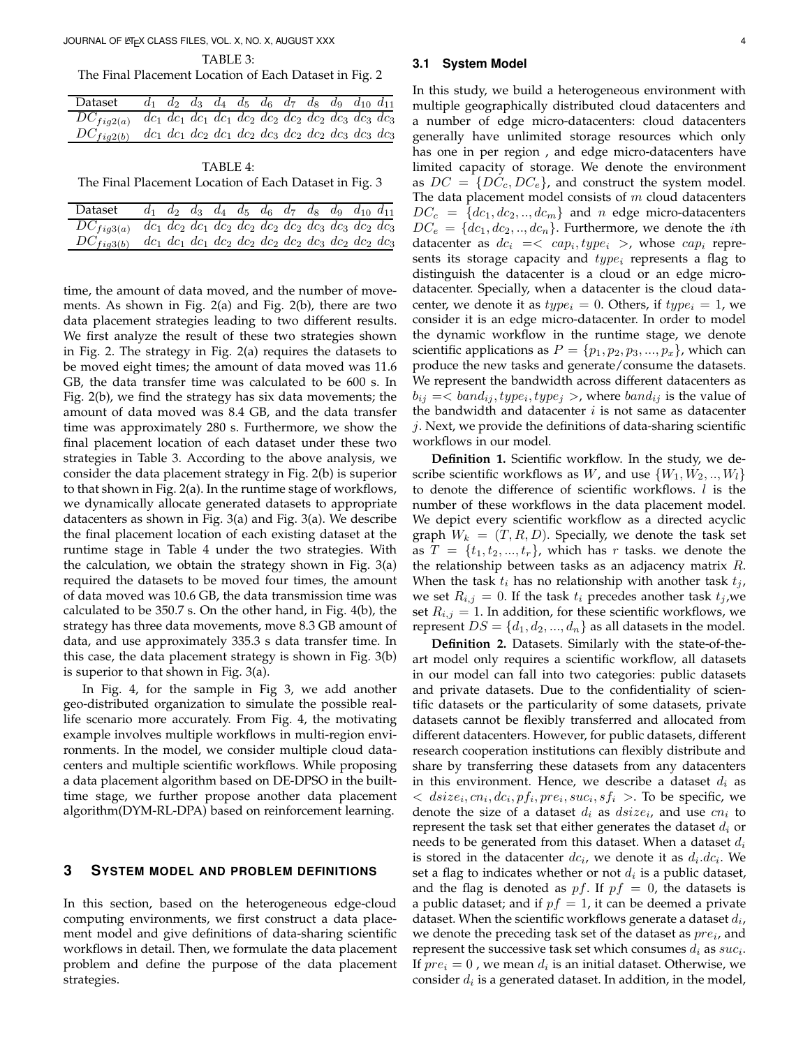TABLE 3:
The Final Placement Location of Each Dataset in Fig. 2

| Dataset | $d_1$ | $d_2$ | $d_3$ | $d_4$ | $d_5$ | $d_6$ | $d_7$ | $d_8$ | $d_9$ | $d_{10}$ | $d_{11}$ |
|---|---|---|---|---|---|---|---|---|---|---|---|
| $DC_{fig2(a)}$ | $dc_1$ | $dc_1$ | $dc_1$ | $dc_1$ | $dc_2$ | $dc_2$ | $dc_2$ | $dc_2$ | $dc_3$ | $dc_3$ | $dc_3$ |
| $DC_{fig2(b)}$ | $dc_1$ | $dc_1$ | $dc_2$ | $dc_1$ | $dc_2$ | $dc_3$ | $dc_2$ | $dc_2$ | $dc_3$ | $dc_3$ | $dc_3$ |

TABLE 4:
The Final Placement Location of Each Dataset in Fig. 3

| Dataset | $d_1$ | $d_2$ | $d_3$ | $d_4$ | $d_5$ | $d_6$ | $d_7$ | $d_8$ | $d_9$ | $d_{10}$ | $d_{11}$ |
|---|---|---|---|---|---|---|---|---|---|---|---|
| $DC_{fig3(a)}$ | $dc_1$ | $dc_2$ | $dc_1$ | $dc_2$ | $dc_2$ | $dc_2$ | $dc_2$ | $dc_3$ | $dc_3$ | $dc_2$ | $dc_3$ |
| $DC_{fig3(b)}$ | $dc_1$ | $dc_1$ | $dc_1$ | $dc_2$ | $dc_2$ | $dc_2$ | $dc_2$ | $dc_3$ | $dc_2$ | $dc_2$ | $dc_3$ |

time, the amount of data moved, and the number of movements. As shown in Fig. 2(a) and Fig. 2(b), there are two data placement strategies leading to two different results. We first analyze the result of these two strategies shown in Fig. 2. The strategy in Fig. 2(a) requires the datasets to be moved eight times; the amount of data moved was 11.6 GB, the data transfer time was calculated to be 600 s. In Fig. 2(b), we find the strategy has six data movements; the amount of data moved was 8.4 GB, and the data transfer time was approximately 280 s. Furthermore, we show the final placement location of each dataset under these two strategies in Table 3. According to the above analysis, we consider the data placement strategy in Fig. 2(b) is superior to that shown in Fig. 2(a). In the runtime stage of workflows, we dynamically allocate generated datasets to appropriate datacenters as shown in Fig. 3(a) and Fig. 3(a). We describe the final placement location of each existing dataset at the runtime stage in Table 4 under the two strategies. With the calculation, we obtain the strategy shown in Fig. 3(a) required the datasets to be moved four times, the amount of data moved was 10.6 GB, the data transmission time was calculated to be 350.7 s. On the other hand, in Fig. 4(b), the strategy has three data movements, move 8.3 GB amount of data, and use approximately 335.3 s data transfer time. In this case, the data placement strategy is shown in Fig. 3(b) is superior to that shown in Fig. 3(a).

In Fig. 4, for the sample in Fig 3, we add another geo-distributed organization to simulate the possible real-life scenario more accurately. From Fig. 4, the motivating example involves multiple workflows in multi-region environments. In the model, we consider multiple cloud datacenters and multiple scientific workflows. While proposing a data placement algorithm based on DE-DPSO in the built-time stage, we further propose another data placement algorithm(DYM-RL-DPA) based on reinforcement learning.

## 3 System Model and Problem Definitions

In this section, based on the heterogeneous edge-cloud computing environments, we first construct a data placement model and give definitions of data-sharing scientific workflows in detail. Then, we formulate the data placement problem and define the purpose of the data placement strategies.

### 3.1 System Model

In this study, we build a heterogeneous environment with multiple geographically distributed cloud datacenters and a number of edge micro-datacenters: cloud datacenters generally have unlimited storage resources which only has one in per region , and edge micro-datacenters have limited capacity of storage. We denote the environment as $DC = \{DC_c, DC_e\}$, and construct the system model. The data placement model consists of $m$ cloud datacenters $DC_c = \{dc_1, dc_2, .., dc_m\}$ and $n$ edge micro-datacenters $DC_e = \{dc_1, dc_2, .., dc_n\}$. Furthermore, we denote the $i$th datacenter as $dc_i = < cap_i, type_i >$, whose $cap_i$ represents its storage capacity and $type_i$ represents a flag to distinguish the datacenter is a cloud or an edge micro-datacenter. Specially, when a datacenter is the cloud datacenter, we denote it as $type_i = 0$. Others, if $type_i = 1$, we consider it is an edge micro-datacenter. In order to model the dynamic workflow in the runtime stage, we denote scientific applications as $P = \{p_1, p_2, p_3, ..., p_x\}$, which can produce the new tasks and generate/consume the datasets. We represent the bandwidth across different datacenters as $b_{ij} =< band_{ij}, type_i, type_j >$, where $band_{ij}$ is the value of the bandwidth and datacenter $i$ is not same as datacenter $j$. Next, we provide the definitions of data-sharing scientific workflows in our model.

**Definition 1.** Scientific workflow. In the study, we describe scientific workflows as $W$, and use $\{W_1, W_2, .., W_l\}$ to denote the difference of scientific workflows. $l$ is the number of these workflows in the data placement model. We depict every scientific workflow as a directed acyclic graph $W_k = (T, R, D)$. Specially, we denote the task set as $T = \{t_1, t_2, ..., t_r\}$, which has $r$ tasks. we denote the the relationship between tasks as an adjacency matrix $R$. When the task $t_i$ has no relationship with another task $t_j$, we set $R_{i,j} = 0$. If the task $t_i$ precedes another task $t_j$,we set $R_{i,j} = 1$. In addition, for these scientific workflows, we represent $DS = \{d_1, d_2, ..., d_n\}$ as all datasets in the model.

**Definition 2.** Datasets. Similarly with the state-of-the-art model only requires a scientific workflow, all datasets in our model can fall into two categories: public datasets and private datasets. Due to the confidentiality of scientific datasets or the particularity of some datasets, private datasets cannot be flexibly transferred and allocated from different datacenters. However, for public datasets, different research cooperation institutions can flexibly distribute and share by transferring these datasets from any datacenters in this environment. Hence, we describe a dataset $d_i$ as $< dsize_i, cn_i, dc_i, pf_i, pre_i, suc_i, sf_i >$. To be specific, we denote the size of a dataset $d_i$ as $dsize_i$, and use $cn_i$ to represent the task set that either generates the dataset $d_i$ or needs to be generated from this dataset. When a dataset $d_i$ is stored in the datacenter $dc_i$, we denote it as $d_i.dc_i$. We set a flag to indicates whether or not $d_i$ is a public dataset, and the flag is denoted as $pf$. If $pf = 0$, the datasets is a public dataset; and if $pf = 1$, it can be deemed a private dataset. When the scientific workflows generate a dataset $d_i$, we denote the preceding task set of the dataset as $pre_i$, and represent the successive task set which consumes $d_i$ as $suc_i$. If $pre_i = 0$ , we mean $d_i$ is an initial dataset. Otherwise, we consider $d_i$ is a generated dataset. In addition, in the model,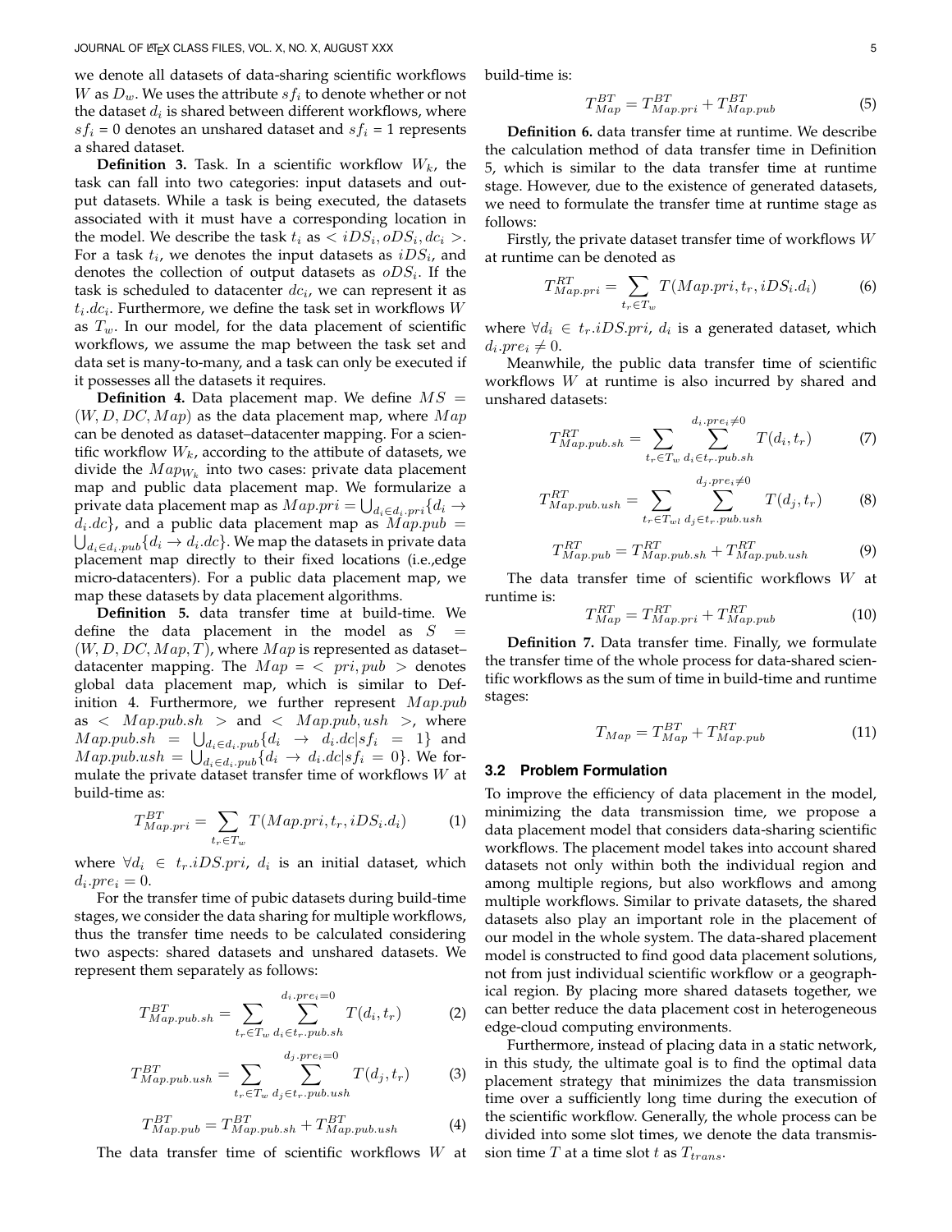we denote all datasets of data-sharing scientific workflows $W$ as $D_w$. We uses the attribute $sf_i$ to denote whether or not the dataset $d_i$ is shared between different workflows, where $sf_i$ = 0 denotes an unshared dataset and $sf_i$ = 1 represents a shared dataset.

**Definition 3.** Task. In a scientific workflow $W_k$, the task can fall into two categories: input datasets and output datasets. While a task is being executed, the datasets associated with it must have a corresponding location in the model. We describe the task $t_i$ as $< iDS_i, oDS_i, dc_i >$. For a task $t_i$, we denotes the input datasets as $iDS_i$, and denotes the collection of output datasets as $oDS_i$. If the task is scheduled to datacenter $dc_i$, we can represent it as $t_i.dc_i$. Furthermore, we define the task set in workflows $W$ as $T_w$. In our model, for the data placement of scientific workflows, we assume the map between the task set and data set is many-to-many, and a task can only be executed if it possesses all the datasets it requires.

**Definition 4.** Data placement map. We define $MS = (W, D, DC, Map)$ as the data placement map, where $Map$ can be denoted as dataset–datacenter mapping. For a scientific workflow $W_k$, according to the attibute of datasets, we divide the $Map_{W_k}$ into two cases: private data placement map and public data placement map. We formularize a private data placement map as $Map.pri = \bigcup_{d_i \in d_i.pri}\{d_i \rightarrow d_i.dc\}$, and a public data placement map as $Map.pub = \bigcup_{d_i \in d_i.pub}\{d_i \rightarrow d_i.dc\}$. We map the datasets in private data placement map directly to their fixed locations (i.e.,edge micro-datacenters). For a public data placement map, we map these datasets by data placement algorithms.

**Definition 5.** data transfer time at build-time. We define the data placement in the model as $S = (W, D, DC, Map, T)$, where $Map$ is represented as dataset–datacenter mapping. The $Map = < pri, pub >$ denotes global data placement map, which is similar to Definition 4. Furthermore, we further represent $Map.pub$ as $< Map.pub.sh >$ and $< Map.pub, ush >$, where $Map.pub.sh = \bigcup_{d_i \in d_i.pub}\{d_i \rightarrow d_i.dc | sf_i = 1\}$ and $Map.pub.ush = \bigcup_{d_i \in d_i.pub}\{d_i \rightarrow d_i.dc | sf_i = 0\}$. We formulate the private dataset transfer time of workflows $W$ at build-time as:

$$T^{BT}_{Map.pri} = \sum_{t_r \in T_w} T(Map.pri, t_r, iDS_i.d_i) \tag{1}$$

where $\forall d_i \in t_r.iDS.pri$, $d_i$ is an initial dataset, which $d_i.pre_i = 0$.

For the transfer time of pubic datasets during build-time stages, we consider the data sharing for multiple workflows, thus the transfer time needs to be calculated considering two aspects: shared datasets and unshared datasets. We represent them separately as follows:

$$T^{BT}_{Map.pub.sh} = \sum_{t_r \in T_w} \sum_{d_i \in t_r.pub.sh}^{d_i.pre_i = 0} T(d_i, t_r) \tag{2}$$

$$T^{BT}_{Map.pub.ush} = \sum_{t_r \in T_w} \sum_{d_j \in t_r.pub.ush}^{d_j.pre_i = 0} T(d_j, t_r) \tag{3}$$

$$T^{BT}_{Map.pub} = T^{BT}_{Map.pub.sh} + T^{BT}_{Map.pub.ush} \tag{4}$$

The data transfer time of scientific workflows $W$ at build-time is:

$$T^{BT}_{Map} = T^{BT}_{Map.pri} + T^{BT}_{Map.pub} \tag{5}$$

**Definition 6.** data transfer time at runtime. We describe the calculation method of data transfer time in Definition 5, which is similar to the data transfer time at runtime stage. However, due to the existence of generated datasets, we need to formulate the transfer time at runtime stage as follows:

Firstly, the private dataset transfer time of workflows $W$ at runtime can be denoted as

$$T^{RT}_{Map.pri} = \sum_{t_r \in T_w} T(Map.pri, t_r, iDS_i.d_i) \tag{6}$$

where $\forall d_i \in t_r.iDS.pri$, $d_i$ is a generated dataset, which $d_i.pre_i \neq 0$.

Meanwhile, the public data transfer time of scientific workflows $W$ at runtime is also incurred by shared and unshared datasets:

$$T^{RT}_{Map.pub.sh} = \sum_{t_r \in T_w} \sum_{d_i \in t_r.pub.sh}^{d_i.pre_i \neq 0} T(d_i, t_r) \tag{7}$$

$$T^{RT}_{Map.pub.ush} = \sum_{t_r \in T_{wl}} \sum_{d_j \in t_r.pub.ush}^{d_j.pre_i \neq 0} T(d_j, t_r) \tag{8}$$

$$T^{RT}_{Map.pub} = T^{RT}_{Map.pub.sh} + T^{RT}_{Map.pub.ush} \tag{9}$$

The data transfer time of scientific workflows $W$ at runtime is:

$$T^{RT}_{Map} = T^{RT}_{Map.pri} + T^{RT}_{Map.pub} \tag{10}$$

**Definition 7.** Data transfer time. Finally, we formulate the transfer time of the whole process for data-shared scientific workflows as the sum of time in build-time and runtime stages:

$$T_{Map} = T^{BT}_{Map} + T^{RT}_{Map.pub} \tag{11}$$

### 3.2 Problem Formulation

To improve the efficiency of data placement in the model, minimizing the data transmission time, we propose a data placement model that considers data-sharing scientific workflows. The placement model takes into account shared datasets not only within both the individual region and among multiple regions, but also workflows and among multiple workflows. Similar to private datasets, the shared datasets also play an important role in the placement of our model in the whole system. The data-shared placement model is constructed to find good data placement solutions, not from just individual scientific workflow or a geographical region. By placing more shared datasets together, we can better reduce the data placement cost in heterogeneous edge-cloud computing environments.

Furthermore, instead of placing data in a static network, in this study, the ultimate goal is to find the optimal data placement strategy that minimizes the data transmission time over a sufficiently long time during the execution of the scientific workflow. Generally, the whole process can be divided into some slot times, we denote the data transmission time $T$ at a time slot $t$ as $T_{trans}$.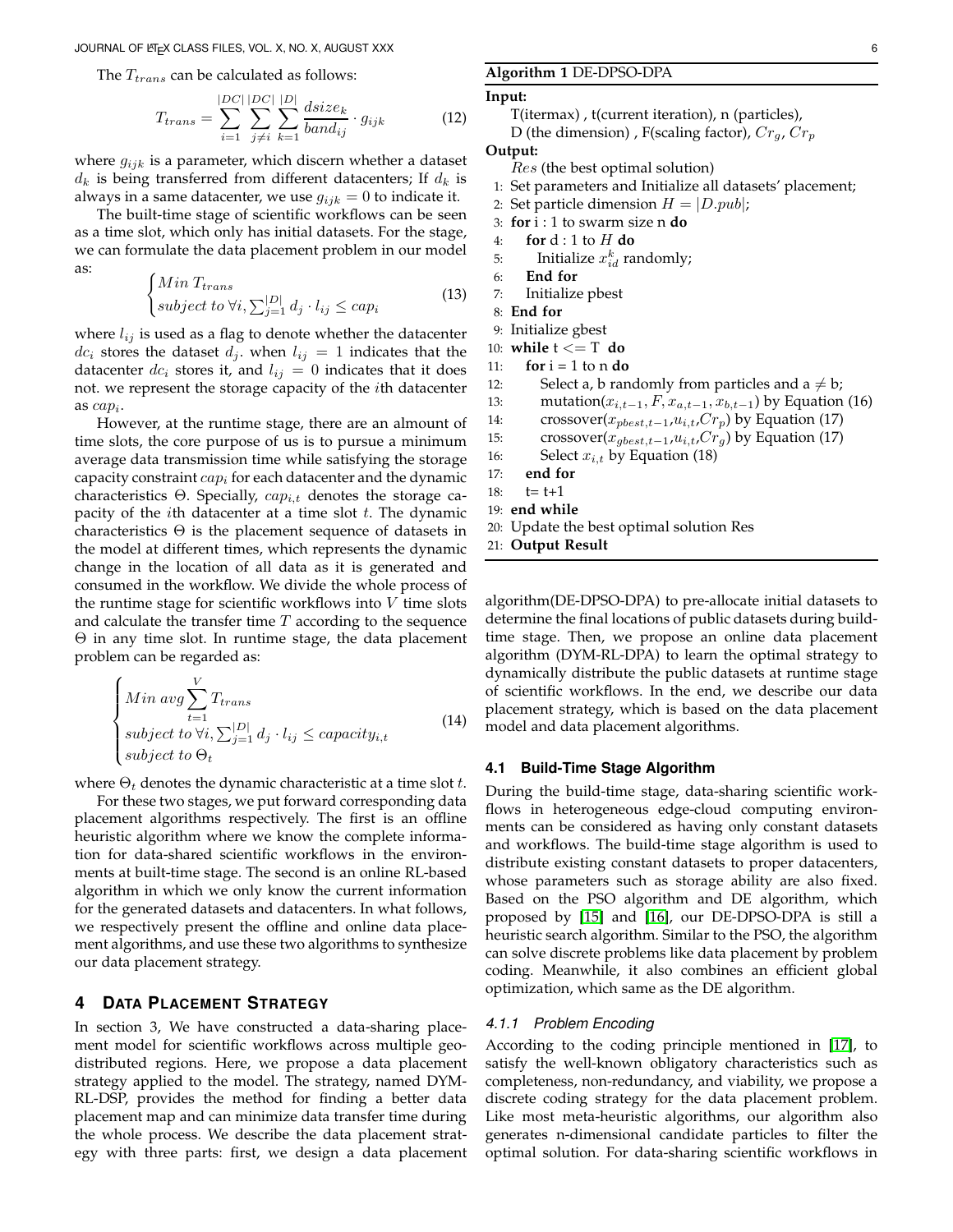The $T_{trans}$ can be calculated as follows:

$$T_{trans} = \sum_{i=1}^{|DC|} \sum_{j \neq i}^{|DC|} \sum_{k=1}^{|D|} \frac{dsize_k}{band_{ij}} \cdot g_{ijk} \tag{12}$$

where $g_{ijk}$ is a parameter, which discern whether a dataset $d_k$ is being transferred from different datacenters; If $d_k$ is always in a same datacenter, we use $g_{ijk} = 0$ to indicate it.

The built-time stage of scientific workflows can be seen as a time slot, which only has initial datasets. For the stage, we can formulate the data placement problem in our model as:

$$\begin{cases} Min\ T_{trans} \\ subject\ to\ \forall i, \sum_{j=1}^{|D|} d_j \cdot l_{ij} \leq cap_i \end{cases} \tag{13}$$

where $l_{ij}$ is used as a flag to denote whether the datacenter $dc_i$ stores the dataset $d_j$. when $l_{ij} = 1$ indicates that the datacenter $dc_i$ stores it, and $l_{ij} = 0$ indicates that it does not. we represent the storage capacity of the $i$th datacenter as $cap_i$.

However, at the runtime stage, there are an almount of time slots, the core purpose of us is to pursue a minimum average data transmission time while satisfying the storage capacity constraint $cap_i$ for each datacenter and the dynamic characteristics $\Theta$. Specially, $cap_{i,t}$ denotes the storage capacity of the $i$th datacenter at a time slot $t$. The dynamic characteristics $\Theta$ is the placement sequence of datasets in the model at different times, which represents the dynamic change in the location of all data as it is generated and consumed in the workflow. We divide the whole process of the runtime stage for scientific workflows into $V$ time slots and calculate the transfer time $T$ according to the sequence $\Theta$ in any time slot. In runtime stage, the data placement problem can be regarded as:

$$\begin{cases} Min\ avg \sum_{t=1}^{V} T_{trans} \\ subject\ to\ \forall i, \sum_{j=1}^{|D|} d_j \cdot l_{ij} \leq capacity_{i,t} \\ subject\ to\ \Theta_t \end{cases} \tag{14}$$

where $\Theta_t$ denotes the dynamic characteristic at a time slot $t$.

For these two stages, we put forward corresponding data placement algorithms respectively. The first is an offline heuristic algorithm where we know the complete information for data-shared scientific workflows in the environments at built-time stage. The second is an online RL-based algorithm in which we only know the current information for the generated datasets and datacenters. In what follows, we respectively present the offline and online data placement algorithms, and use these two algorithms to synthesize our data placement strategy.

## 4 Data Placement Strategy

In section 3, We have constructed a data-sharing placement model for scientific workflows across multiple geo-distributed regions. Here, we propose a data placement strategy applied to the model. The strategy, named DYM-RL-DSP, provides the method for finding a better data placement map and can minimize data transfer time during the whole process. We describe the data placement strategy with three parts: first, we design a data placement algorithm(DE-DPSO-DPA) to pre-allocate initial datasets to determine the final locations of public datasets during build-time stage. Then, we propose an online data placement algorithm (DYM-RL-DPA) to learn the optimal strategy to dynamically distribute the public datasets at runtime stage of scientific workflows. In the end, we describe our data placement strategy, which is based on the data placement model and data placement algorithms.

**Algorithm 1** DE-DPSO-DPA

**Input:**
T(itermax) , t(current iteration), n (particles),
D (the dimension) , F(scaling factor), $Cr_g$, $Cr_p$

**Output:**
*Res* (the best optimal solution)

```
1:  Set parameters and Initialize all datasets' placement;
2:  Set particle dimension H = |D.pub|;
3:  for i : 1 to swarm size n do
4:     for d : 1 to H do
5:        Initialize x_id^k randomly;
6:     End for
7:     Initialize pbest
8:  End for
9:  Initialize gbest
10: while t <= T do
11:    for i = 1 to n do
12:       Select a, b randomly from particles and a ≠ b;
13:       mutation(x_{i,t-1}, F, x_{a,t-1}, x_{b,t-1}) by Equation (16)
14:       crossover(x_{pbest,t-1}, u_{i,t}, Cr_p) by Equation (17)
15:       crossover(x_{gbest,t-1}, u_{i,t}, Cr_g) by Equation (17)
16:       Select x_{i,t} by Equation (18)
17:    end for
18:    t= t+1
19: end while
20: Update the best optimal solution Res
21: Output Result
```

### 4.1 Build-Time Stage Algorithm

During the build-time stage, data-sharing scientific workflows in heterogeneous edge-cloud computing environments can be considered as having only constant datasets and workflows. The build-time stage algorithm is used to distribute existing constant datasets to proper datacenters, whose parameters such as storage ability are also fixed. Based on the PSO algorithm and DE algorithm, which proposed by [15] and [16], our DE-DPSO-DPA is still a heuristic search algorithm. Similar to the PSO, the algorithm can solve discrete problems like data placement by problem coding. Meanwhile, it also combines an efficient global optimization, which same as the DE algorithm.

#### 4.1.1 Problem Encoding

According to the coding principle mentioned in [17], to satisfy the well-known obligatory characteristics such as completeness, non-redundancy, and viability, we propose a discrete coding strategy for the data placement problem. Like most meta-heuristic algorithms, our algorithm also generates n-dimensional candidate particles to filter the optimal solution. For data-sharing scientific workflows in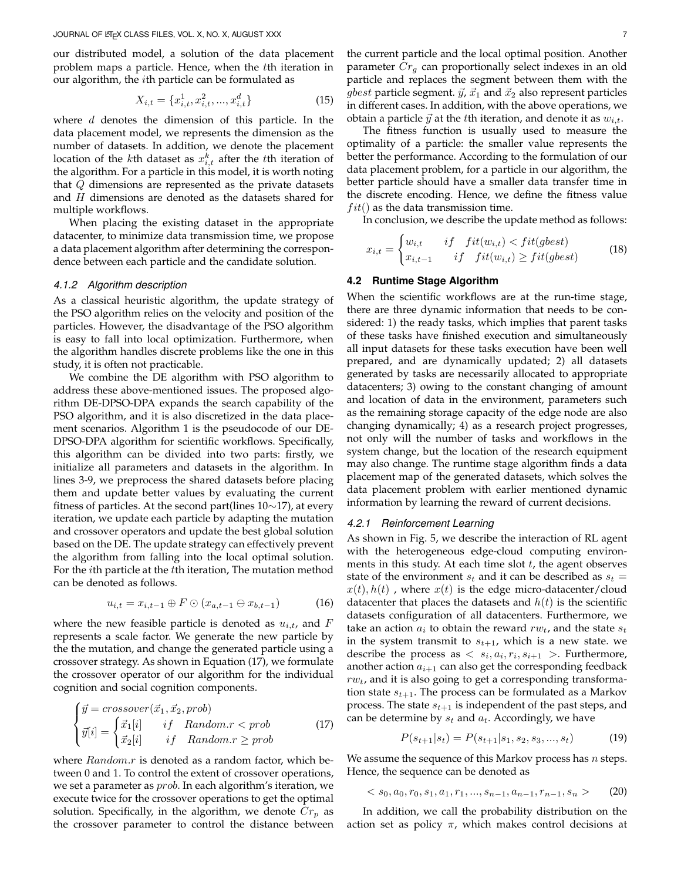our distributed model, a solution of the data placement problem maps a particle. Hence, when the $t$th iteration in our algorithm, the $i$th particle can be formulated as

$$X_{i,t} = \{x_{i,t}^1, x_{i,t}^2, ..., x_{i,t}^d\} \tag{15}$$

where $d$ denotes the dimension of this particle. In the data placement model, we represents the dimension as the number of datasets. In addition, we denote the placement location of the $k$th dataset as $x_{i,t}^k$ after the $t$th iteration of the algorithm. For a particle in this model, it is worth noting that $Q$ dimensions are represented as the private datasets and $H$ dimensions are denoted as the datasets shared for multiple workflows.

When placing the existing dataset in the appropriate datacenter, to minimize data transmission time, we propose a data placement algorithm after determining the correspondence between each particle and the candidate solution.

#### *4.1.2 Algorithm description*

As a classical heuristic algorithm, the update strategy of the PSO algorithm relies on the velocity and position of the particles. However, the disadvantage of the PSO algorithm is easy to fall into local optimization. Furthermore, when the algorithm handles discrete problems like the one in this study, it is often not practicable.

We combine the DE algorithm with PSO algorithm to address these above-mentioned issues. The proposed algorithm DE-DPSO-DPA expands the search capability of the PSO algorithm, and it is also discretized in the data placement scenarios. Algorithm 1 is the pseudocode of our DE-DPSO-DPA algorithm for scientific workflows. Specifically, this algorithm can be divided into two parts: firstly, we initialize all parameters and datasets in the algorithm. In lines 3-9, we preprocess the shared datasets before placing them and update better values by evaluating the current fitness of particles. At the second part(lines 10∼17), at every iteration, we update each particle by adapting the mutation and crossover operators and update the best global solution based on the DE. The update strategy can effectively prevent the algorithm from falling into the local optimal solution. For the $i$th particle at the $t$th iteration, The mutation method can be denoted as follows.

$$u_{i,t} = x_{i,t-1} \oplus F \odot (x_{a,t-1} \ominus x_{b,t-1}) \tag{16}$$

where the new feasible particle is denoted as $u_{i,t}$, and $F$ represents a scale factor. We generate the new particle by the the mutation, and change the generated particle using a crossover strategy. As shown in Equation (17), we formulate the crossover operator of our algorithm for the individual cognition and social cognition components.

$$\begin{cases} \vec{y} = crossover(\vec{x}_1, \vec{x}_2, prob) \\ \vec{y}[i] = \begin{cases} \vec{x}_1[i] & if \quad Random.r < prob \\ \vec{x}_2[i] & if \quad Random.r \geq prob \end{cases} \end{cases} \tag{17}$$

where $Random.r$ is denoted as a random factor, which between 0 and 1. To control the extent of crossover operations, we set a parameter as $prob$. In each algorithm's iteration, we execute twice for the crossover operations to get the optimal solution. Specifically, in the algorithm, we denote $Cr_p$ as the crossover parameter to control the distance between the current particle and the local optimal position. Another parameter $Cr_g$ can proportionally select indexes in an old particle and replaces the segment between them with the $gbest$ particle segment. $\vec{y}$, $\vec{x}_1$ and $\vec{x}_2$ also represent particles in different cases. In addition, with the above operations, we obtain a particle $\vec{y}$ at the $t$th iteration, and denote it as $w_{i,t}$.

The fitness function is usually used to measure the optimality of a particle: the smaller value represents the better the performance. According to the formulation of our data placement problem, for a particle in our algorithm, the better particle should have a smaller data transfer time in the discrete encoding. Hence, we define the fitness value $fit()$ as the data transmission time.

In conclusion, we describe the update method as follows:

$$x_{i,t} = \begin{cases} w_{i,t} & if \quad fit(w_{i,t}) < fit(gbest) \\ x_{i,t-1} & if \quad fit(w_{i,t}) \geq fit(gbest) \end{cases} \tag{18}$$

### **4.2 Runtime Stage Algorithm**

When the scientific workflows are at the run-time stage, there are three dynamic information that needs to be considered: 1) the ready tasks, which implies that parent tasks of these tasks have finished execution and simultaneously all input datasets for these tasks execution have been well prepared, and are dynamically updated; 2) all datasets generated by tasks are necessarily allocated to appropriate datacenters; 3) owing to the constant changing of amount and location of data in the environment, parameters such as the remaining storage capacity of the edge node are also changing dynamically; 4) as a research project progresses, not only will the number of tasks and workflows in the system change, but the location of the research equipment may also change. The runtime stage algorithm finds a data placement map of the generated datasets, which solves the data placement problem with earlier mentioned dynamic information by learning the reward of current decisions.

#### *4.2.1 Reinforcement Learning*

As shown in Fig. 5, we describe the interaction of RL agent with the heterogeneous edge-cloud computing environments in this study. At each time slot $t$, the agent observes state of the environment $s_t$ and it can be described as $s_t = x(t), h(t)$ , where $x(t)$ is the edge micro-datacenter/cloud datacenter that places the datasets and $h(t)$ is the scientific datasets configuration of all datacenters. Furthermore, we take an action $a_i$ to obtain the reward $rw_t$, and the state $s_t$ in the system transmit to $s_{t+1}$, which is a new state. we describe the process as $< s_i, a_i, r_i, s_{i+1} >$. Furthermore, another action $a_{i+1}$ can also get the corresponding feedback $rw_t$, and it is also going to get a corresponding transformation state $s_{t+1}$. The process can be formulated as a Markov process. The state $s_{t+1}$ is independent of the past steps, and can be determine by $s_t$ and $a_t$. Accordingly, we have

$$P(s_{t+1}|s_t) = P(s_{t+1}|s_1, s_2, s_3, ..., s_t) \tag{19}$$

We assume the sequence of this Markov process has $n$ steps. Hence, the sequence can be denoted as

$$< s_0, a_0, r_0, s_1, a_1, r_1, ..., s_{n-1}, a_{n-1}, r_{n-1}, s_n > \tag{20}$$

In addition, we call the probability distribution on the action set as policy $\pi$, which makes control decisions at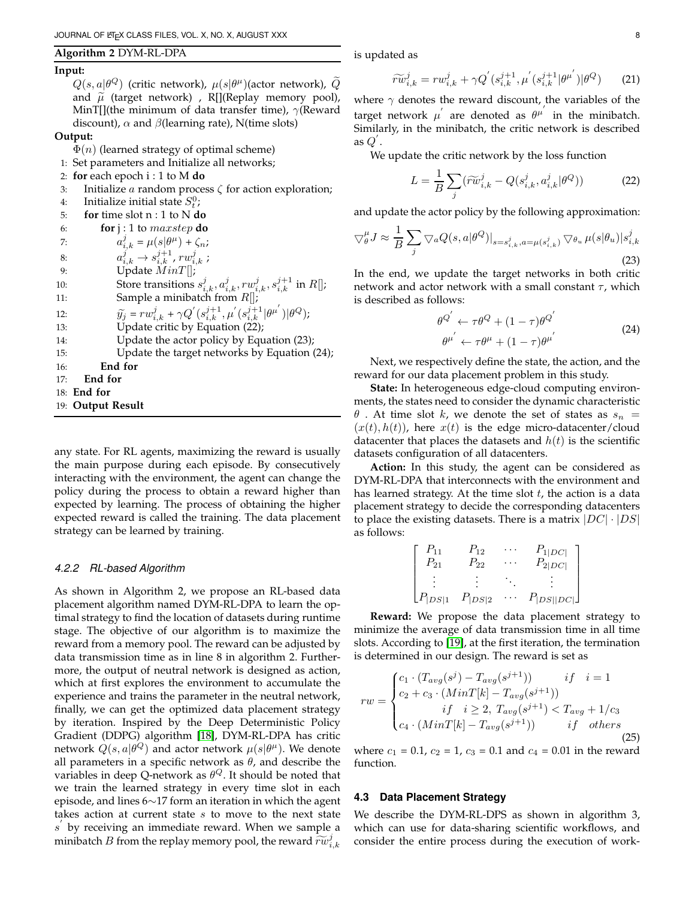**Algorithm 2** DYM-RL-DPA

**Input:**

$Q(s,a|\theta^Q)$ (critic network), $\mu(s|\theta^\mu)$(actor network), $\widetilde{Q}$ and $\widetilde{\mu}$ (target network) , R[](Replay memory pool), MinT[](the minimum of data transfer time), $\gamma$(Reward discount), $\alpha$ and $\beta$(learning rate), N(time slots)

**Output:**

$\Phi(n)$ (learned strategy of optimal scheme)

```
1: Set parameters and Initialize all networks;
2: for each epoch i : 1 to M do
3:     Initialize a random process ζ for action exploration;
4:     Initialize initial state S_t^0;
5:     for time slot n : 1 to N do
6:         for j : 1 to maxstep do
7:             a_{i,k}^j = μ(s|θ^μ) + ζ_n;
8:             a_{i,k}^j → s_{i,k}^{j+1}, rw_{i,k}^j ;
9:             Update MinT[];
10:            Store transitions s_{i,k}^j, a_{i,k}^j, rw_{i,k}^j, s_{i,k}^{j+1} in R[];
11:            Sample a minibatch from R[];
12:            ỹ_j = rw_{i,k}^j + γQ'(s_{i,k}^{j+1}, μ'(s_{i,k}^{j+1}|θ^{μ'})|θ^Q);
13:            Update critic by Equation (22);
14:            Update the actor policy by Equation (23);
15:            Update the target networks by Equation (24);
16:        End for
17:    End for
18: End for
19: Output Result
```

any state. For RL agents, maximizing the reward is usually the main purpose during each episode. By consecutively interacting with the environment, the agent can change the policy during the process to obtain a reward higher than expected by learning. The process of obtaining the higher expected reward is called the training. The data placement strategy can be learned by training.

#### 4.2.2 RL-based Algorithm

As shown in Algorithm 2, we propose an RL-based data placement algorithm named DYM-RL-DPA to learn the optimal strategy to find the location of datasets during runtime stage. The objective of our algorithm is to maximize the reward from a memory pool. The reward can be adjusted by data transmission time as in line 8 in algorithm 2. Furthermore, the output of neutral network is designed as action, which at first explores the environment to accumulate the experience and trains the parameter in the neutral network, finally, we can get the optimized data placement strategy by iteration. Inspired by the Deep Deterministic Policy Gradient (DDPG) algorithm [18], DYM-RL-DPA has critic network $Q(s,a|\theta^Q)$ and actor network $\mu(s|\theta^\mu)$. We denote all parameters in a specific network as $\theta$, and describe the variables in deep Q-network as $\theta^Q$. It should be noted that we train the learned strategy in every time slot in each episode, and lines 6∼17 form an iteration in which the agent takes action at current state $s$ to move to the next state $s^{'}$ by receiving an immediate reward. When we sample a minibatch $B$ from the replay memory pool, the reward $\widetilde{rw}_{i,k}^j$ is updated as

$$\widetilde{rw}_{i,k}^j = rw_{i,k}^j + \gamma Q^{'}(s_{i,k}^{j+1}, \mu^{'}(s_{i,k}^{j+1}|\theta^{\mu^{'}})|\theta^Q) \tag{21}$$

where $\gamma$ denotes the reward discount, the variables of the target network $\mu^{'}$ are denoted as $\theta^{\mu^{'}}$ in the minibatch. Similarly, in the minibatch, the critic network is described as $Q^{'}$.

We update the critic network by the loss function

$$L = \frac{1}{B}\sum_j(\widetilde{rw}_{i,k}^j - Q(s_{i,k}^j, a_{i,k}^j|\theta^Q)) \tag{22}$$

and update the actor policy by the following approximation:

$$\bigtriangledown_\theta^\mu J \approx \frac{1}{B}\sum_j \bigtriangledown_a Q(s,a|\theta^Q)|_{s=s_{i,k}^j, a=\mu(s_{i,k}^j)} \bigtriangledown_{\theta_u}\mu(s|\theta_u)|s_{i,k}^j \tag{23}$$

In the end, we update the target networks in both critic network and actor network with a small constant $\tau$, which is described as follows:

$$\begin{aligned} \theta^{Q^{'}} &\leftarrow \tau\theta^Q + (1-\tau)\theta^{Q^{'}} \\ \theta^{\mu^{'}} &\leftarrow \tau\theta^\mu + (1-\tau)\theta^{\mu^{'}} \end{aligned} \tag{24}$$

Next, we respectively define the state, the action, and the reward for our data placement problem in this study.

**State:** In heterogeneous edge-cloud computing environments, the states need to consider the dynamic characteristic $\theta$ . At time slot $k$, we denote the set of states as $s_n = (x(t), h(t))$, here $x(t)$ is the edge micro-datacenter/cloud datacenter that places the datasets and $h(t)$ is the scientific datasets configuration of all datacenters.

**Action:** In this study, the agent can be considered as DYM-RL-DPA that interconnects with the environment and has learned strategy. At the time slot $t$, the action is a data placement strategy to decide the corresponding datacenters to place the existing datasets. There is a matrix $|DC|\cdot|DS|$ as follows:

$$\begin{bmatrix} P_{11} & P_{12} & \cdots & P_{1|DC|} \\ P_{21} & P_{22} & \cdots & P_{2|DC|} \\ \vdots & \vdots & \ddots & \vdots \\ P_{|DS|1} & P_{|DS|2} & \cdots & P_{|DS||DC|} \end{bmatrix}$$

**Reward:** We propose the data placement strategy to minimize the average of data transmission time in all time slots. According to [19], at the first iteration, the termination is determined in our design. The reward is set as

$$rw = \begin{cases} c_1\cdot(T_{avg}(s^j) - T_{avg}(s^{j+1})) & if \quad i = 1 \\ c_2 + c_3\cdot(MinT[k] - T_{avg}(s^{j+1})) & \\ \qquad if \quad i \geq 2,\ T_{avg}(s^{j+1}) < T_{avg} + 1/c_3 & \\ c_4\cdot(MinT[k] - T_{avg}(s^{j+1})) & if \quad others \end{cases} \tag{25}$$

where $c_1$ = 0.1, $c_2$ = 1, $c_3$ = 0.1 and $c_4$ = 0.01 in the reward function.

### 4.3 Data Placement Strategy

We describe the DYM-RL-DPS as shown in algorithm 3, which can use for data-sharing scientific workflows, and consider the entire process during the execution of work-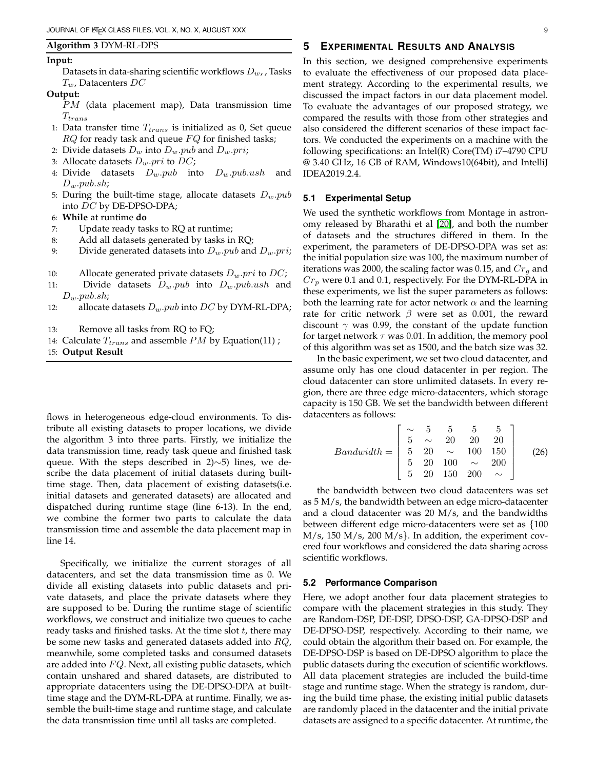**Algorithm 3** DYM-RL-DPS

**Input:**

Datasets in data-sharing scientific workflows $D_w$, , Tasks $T_w$, Datacenters $DC$

**Output:**

$PM$ (data placement map), Data transmission time $T_{trans}$

1: Data transfer time $T_{trans}$ is initialized as 0, Set queue $RQ$ for ready task and queue $FQ$ for finished tasks;
2: Divide datasets $D_w$ into $D_w.pub$ and $D_w.pri$;
3: Allocate datasets $D_w.pri$ to $DC$;
4: Divide datasets $D_w.pub$ into $D_w.pub.ush$ and $D_w.pub.sh$;
5: During the built-time stage, allocate datasets $D_w.pub$ into $DC$ by DE-DPSO-DPA;
6: **While** at runtime **do**
7: Update ready tasks to RQ at runtime;
8: Add all datasets generated by tasks in RQ;
9: Divide generated datasets into $D_w.pub$ and $D_w.pri$;
10: Allocate generated private datasets $D_w.pri$ to $DC$;
11: Divide datasets $D_w.pub$ into $D_w.pub.ush$ and $D_w.pub.sh$;
12: allocate datasets $D_w.pub$ into $DC$ by DYM-RL-DPA;
13: Remove all tasks from RQ to FQ;
14: Calculate $T_{trans}$ and assemble $PM$ by Equation(11) ;
15: **Output Result**

flows in heterogeneous edge-cloud environments. To distribute all existing datasets to proper locations, we divide the algorithm 3 into three parts. Firstly, we initialize the data transmission time, ready task queue and finished task queue. With the steps described in 2)∼5) lines, we describe the data placement of initial datasets during built-time stage. Then, data placement of existing datasets(i.e. initial datasets and generated datasets) are allocated and dispatched during runtime stage (line 6-13). In the end, we combine the former two parts to calculate the data transmission time and assemble the data placement map in line 14.

Specifically, we initialize the current storages of all datacenters, and set the data transmission time as 0. We divide all existing datasets into public datasets and private datasets, and place the private datasets where they are supposed to be. During the runtime stage of scientific workflows, we construct and initialize two queues to cache ready tasks and finished tasks. At the time slot $t$, there may be some new tasks and generated datasets added into $RQ$, meanwhile, some completed tasks and consumed datasets are added into $FQ$. Next, all existing public datasets, which contain unshared and shared datasets, are distributed to appropriate datacenters using the DE-DPSO-DPA at built-time stage and the DYM-RL-DPA at runtime. Finally, we assemble the built-time stage and runtime stage, and calculate the data transmission time until all tasks are completed.

## 5 Experimental Results and Analysis

In this section, we designed comprehensive experiments to evaluate the effectiveness of our proposed data placement strategy. According to the experimental results, we discussed the impact factors in our data placement model. To evaluate the advantages of our proposed strategy, we compared the results with those from other strategies and also considered the different scenarios of these impact factors. We conducted the experiments on a machine with the following specifications: an Intel(R) Core(TM) i7–4790 CPU @ 3.40 GHz, 16 GB of RAM, Windows10(64bit), and IntelliJ IDEA2019.2.4.

### 5.1 Experimental Setup

We used the synthetic workflows from Montage in astronomy released by Bharathi et al [20], and both the number of datasets and the structures differed in them. In the experiment, the parameters of DE-DPSO-DPA was set as: the initial population size was 100, the maximum number of iterations was 2000, the scaling factor was 0.15, and $Cr_g$ and $Cr_p$ were 0.1 and 0.1, respectively. For the DYM-RL-DPA in these experiments, we list the super parameters as follows: both the learning rate for actor network $\alpha$ and the learning rate for critic network $\beta$ were set as 0.001, the reward discount $\gamma$ was 0.99, the constant of the update function for target network $\tau$ was 0.01. In addition, the memory pool of this algorithm was set as 1500, and the batch size was 32.

In the basic experiment, we set two cloud datacenter, and assume only has one cloud datacenter in per region. The cloud datacenter can store unlimited datasets. In every region, there are three edge micro-datacenters, which storage capacity is 150 GB. We set the bandwidth between different datacenters as follows:

$$Bandwidth = \begin{bmatrix} \sim & 5 & 5 & 5 & 5 \\ 5 & \sim & 20 & 20 & 20 \\ 5 & 20 & \sim & 100 & 150 \\ 5 & 20 & 100 & \sim & 200 \\ 5 & 20 & 150 & 200 & \sim \end{bmatrix} \tag{26}$$

the bandwidth between two cloud datacenters was set as 5 M/s, the bandwidth between an edge micro-datacenter and a cloud datacenter was 20 M/s, and the bandwidths between different edge micro-datacenters were set as {100 M/s, 150 M/s, 200 M/s}. In addition, the experiment covered four workflows and considered the data sharing across scientific workflows.

### 5.2 Performance Comparison

Here, we adopt another four data placement strategies to compare with the placement strategies in this study. They are Random-DSP, DE-DSP, DPSO-DSP, GA-DPSO-DSP and DE-DPSO-DSP, respectively. According to their name, we could obtain the algorithm their based on. For example, the DE-DPSO-DSP is based on DE-DPSO algorithm to place the public datasets during the execution of scientific workflows. All data placement strategies are included the build-time stage and runtime stage. When the strategy is random, during the build time phase, the existing initial public datasets are randomly placed in the datacenter and the initial private datasets are assigned to a specific datacenter. At runtime, the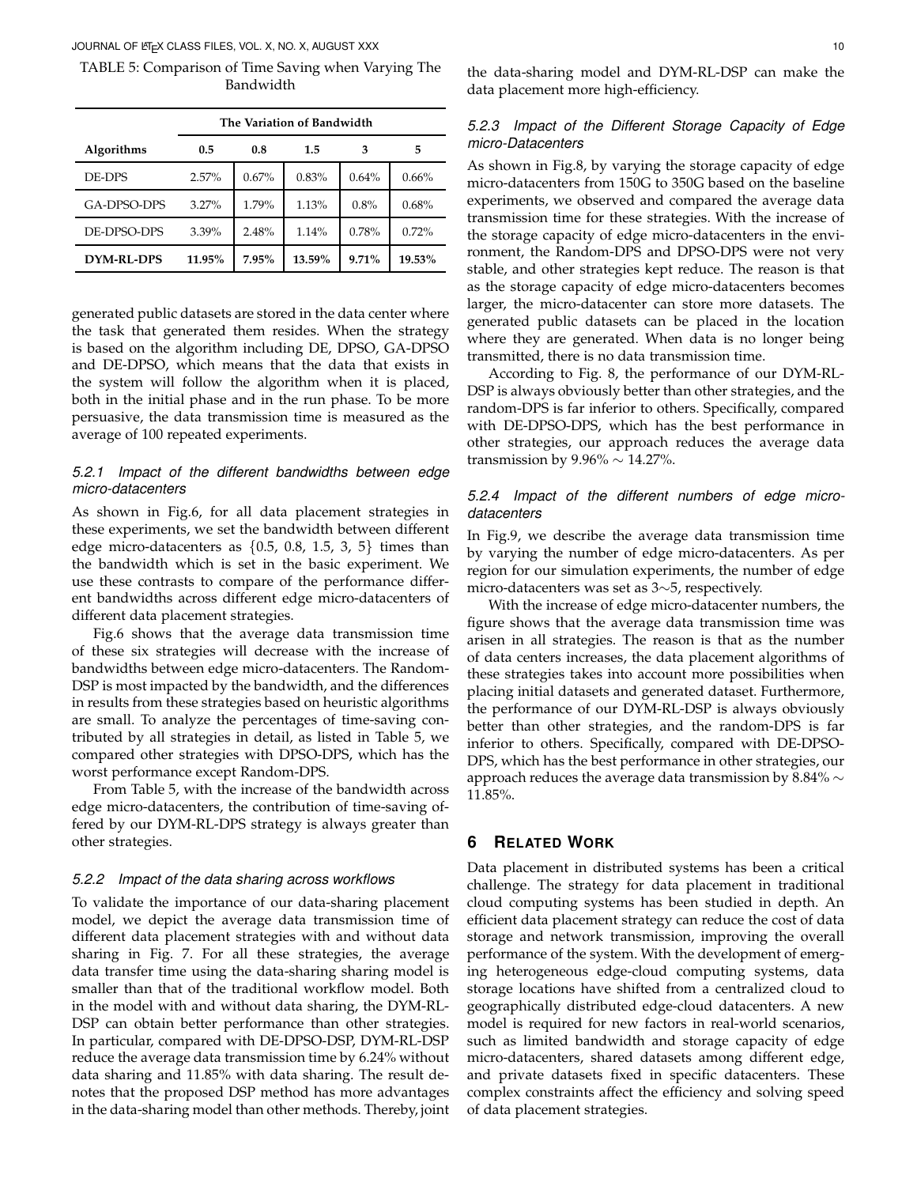TABLE 5: Comparison of Time Saving when Varying The Bandwidth

| Algorithms | The Variation of Bandwidth | | | | |
|---|---|---|---|---|---|
| | 0.5 | 0.8 | 1.5 | 3 | 5 |
| DE-DPS | 2.57% | 0.67% | 0.83% | 0.64% | 0.66% |
| GA-DPSO-DPS | 3.27% | 1.79% | 1.13% | 0.8% | 0.68% |
| DE-DPSO-DPS | 3.39% | 2.48% | 1.14% | 0.78% | 0.72% |
| **DYM-RL-DPS** | **11.95%** | **7.95%** | **13.59%** | **9.71%** | **19.53%** |

generated public datasets are stored in the data center where the task that generated them resides. When the strategy is based on the algorithm including DE, DPSO, GA-DPSO and DE-DPSO, which means that the data that exists in the system will follow the algorithm when it is placed, both in the initial phase and in the run phase. To be more persuasive, the data transmission time is measured as the average of 100 repeated experiments.

#### *5.2.1 Impact of the different bandwidths between edge micro-datacenters*

As shown in Fig.6, for all data placement strategies in these experiments, we set the bandwidth between different edge micro-datacenters as $\{0.5, 0.8, 1.5, 3, 5\}$ times than the bandwidth which is set in the basic experiment. We use these contrasts to compare of the performance different bandwidths across different edge micro-datacenters of different data placement strategies.

Fig.6 shows that the average data transmission time of these six strategies will decrease with the increase of bandwidths between edge micro-datacenters. The Random-DSP is most impacted by the bandwidth, and the differences in results from these strategies based on heuristic algorithms are small. To analyze the percentages of time-saving contributed by all strategies in detail, as listed in Table 5, we compared other strategies with DPSO-DPS, which has the worst performance except Random-DPS.

From Table 5, with the increase of the bandwidth across edge micro-datacenters, the contribution of time-saving offered by our DYM-RL-DPS strategy is always greater than other strategies.

#### *5.2.2 Impact of the data sharing across workflows*

To validate the importance of our data-sharing placement model, we depict the average data transmission time of different data placement strategies with and without data sharing in Fig. 7. For all these strategies, the average data transfer time using the data-sharing sharing model is smaller than that of the traditional workflow model. Both in the model with and without data sharing, the DYM-RL-DSP can obtain better performance than other strategies. In particular, compared with DE-DPSO-DSP, DYM-RL-DSP reduce the average data transmission time by 6.24% without data sharing and 11.85% with data sharing. The result denotes that the proposed DSP method has more advantages in the data-sharing model than other methods. Thereby, joint the data-sharing model and DYM-RL-DSP can make the data placement more high-efficiency.

#### *5.2.3 Impact of the Different Storage Capacity of Edge micro-Datacenters*

As shown in Fig.8, by varying the storage capacity of edge micro-datacenters from 150G to 350G based on the baseline experiments, we observed and compared the average data transmission time for these strategies. With the increase of the storage capacity of edge micro-datacenters in the environment, the Random-DPS and DPSO-DPS were not very stable, and other strategies kept reduce. The reason is that as the storage capacity of edge micro-datacenters becomes larger, the micro-datacenter can store more datasets. The generated public datasets can be placed in the location where they are generated. When data is no longer being transmitted, there is no data transmission time.

According to Fig. 8, the performance of our DYM-RL-DSP is always obviously better than other strategies, and the random-DPS is far inferior to others. Specifically, compared with DE-DPSO-DPS, which has the best performance in other strategies, our approach reduces the average data transmission by 9.96% $\sim$ 14.27%.

#### *5.2.4 Impact of the different numbers of edge micro-datacenters*

In Fig.9, we describe the average data transmission time by varying the number of edge micro-datacenters. As per region for our simulation experiments, the number of edge micro-datacenters was set as 3$\sim$5, respectively.

With the increase of edge micro-datacenter numbers, the figure shows that the average data transmission time was arisen in all strategies. The reason is that as the number of data centers increases, the data placement algorithms of these strategies takes into account more possibilities when placing initial datasets and generated dataset. Furthermore, the performance of our DYM-RL-DSP is always obviously better than other strategies, and the random-DPS is far inferior to others. Specifically, compared with DE-DPSO-DPS, which has the best performance in other strategies, our approach reduces the average data transmission by 8.84% $\sim$ 11.85%.

## 6 Related Work

Data placement in distributed systems has been a critical challenge. The strategy for data placement in traditional cloud computing systems has been studied in depth. An efficient data placement strategy can reduce the cost of data storage and network transmission, improving the overall performance of the system. With the development of emerging heterogeneous edge-cloud computing systems, data storage locations have shifted from a centralized cloud to geographically distributed edge-cloud datacenters. A new model is required for new factors in real-world scenarios, such as limited bandwidth and storage capacity of edge micro-datacenters, shared datasets among different edge, and private datasets fixed in specific datacenters. These complex constraints affect the efficiency and solving speed of data placement strategies.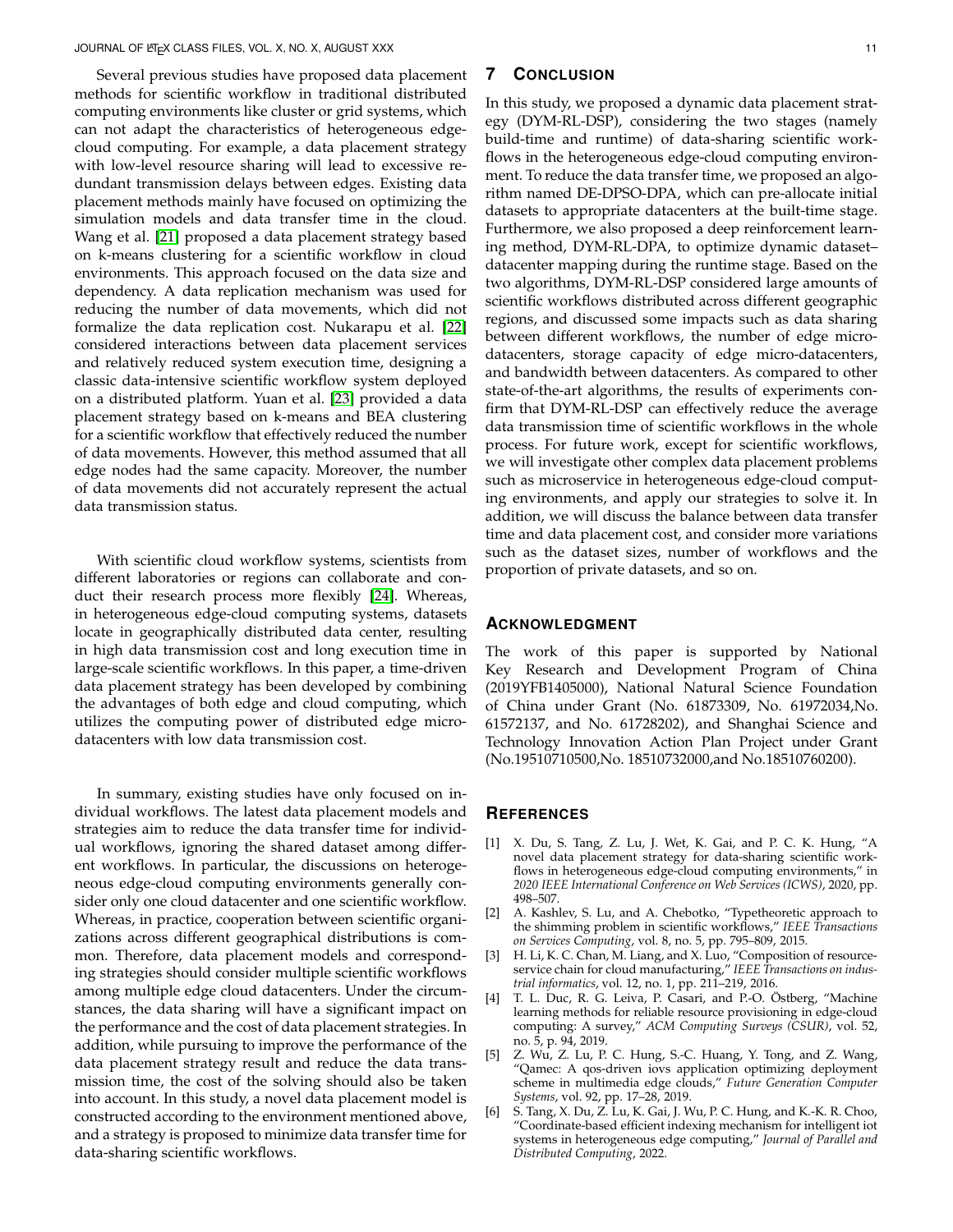Several previous studies have proposed data placement methods for scientific workflow in traditional distributed computing environments like cluster or grid systems, which can not adapt the characteristics of heterogeneous edge-cloud computing. For example, a data placement strategy with low-level resource sharing will lead to excessive redundant transmission delays between edges. Existing data placement methods mainly have focused on optimizing the simulation models and data transfer time in the cloud. Wang et al. [21] proposed a data placement strategy based on k-means clustering for a scientific workflow in cloud environments. This approach focused on the data size and dependency. A data replication mechanism was used for reducing the number of data movements, which did not formalize the data replication cost. Nukarapu et al. [22] considered interactions between data placement services and relatively reduced system execution time, designing a classic data-intensive scientific workflow system deployed on a distributed platform. Yuan et al. [23] provided a data placement strategy based on k-means and BEA clustering for a scientific workflow that effectively reduced the number of data movements. However, this method assumed that all edge nodes had the same capacity. Moreover, the number of data movements did not accurately represent the actual data transmission status.

With scientific cloud workflow systems, scientists from different laboratories or regions can collaborate and conduct their research process more flexibly [24]. Whereas, in heterogeneous edge-cloud computing systems, datasets locate in geographically distributed data center, resulting in high data transmission cost and long execution time in large-scale scientific workflows. In this paper, a time-driven data placement strategy has been developed by combining the advantages of both edge and cloud computing, which utilizes the computing power of distributed edge micro-datacenters with low data transmission cost.

In summary, existing studies have only focused on individual workflows. The latest data placement models and strategies aim to reduce the data transfer time for individual workflows, ignoring the shared dataset among different workflows. In particular, the discussions on heterogeneous edge-cloud computing environments generally consider only one cloud datacenter and one scientific workflow. Whereas, in practice, cooperation between scientific organizations across different geographical distributions is common. Therefore, data placement models and corresponding strategies should consider multiple scientific workflows among multiple edge cloud datacenters. Under the circumstances, the data sharing will have a significant impact on the performance and the cost of data placement strategies. In addition, while pursuing to improve the performance of the data placement strategy result and reduce the data transmission time, the cost of the solving should also be taken into account. In this study, a novel data placement model is constructed according to the environment mentioned above, and a strategy is proposed to minimize data transfer time for data-sharing scientific workflows.

# 7 Conclusion

In this study, we proposed a dynamic data placement strategy (DYM-RL-DSP), considering the two stages (namely build-time and runtime) of data-sharing scientific workflows in the heterogeneous edge-cloud computing environment. To reduce the data transfer time, we proposed an algorithm named DE-DPSO-DPA, which can pre-allocate initial datasets to appropriate datacenters at the built-time stage. Furthermore, we also proposed a deep reinforcement learning method, DYM-RL-DPA, to optimize dynamic dataset–datacenter mapping during the runtime stage. Based on the two algorithms, DYM-RL-DSP considered large amounts of scientific workflows distributed across different geographic regions, and discussed some impacts such as data sharing between different workflows, the number of edge micro-datacenters, storage capacity of edge micro-datacenters, and bandwidth between datacenters. As compared to other state-of-the-art algorithms, the results of experiments confirm that DYM-RL-DSP can effectively reduce the average data transmission time of scientific workflows in the whole process. For future work, except for scientific workflows, we will investigate other complex data placement problems such as microservice in heterogeneous edge-cloud computing environments, and apply our strategies to solve it. In addition, we will discuss the balance between data transfer time and data placement cost, and consider more variations such as the dataset sizes, number of workflows and the proportion of private datasets, and so on.

# Acknowledgment

The work of this paper is supported by National Key Research and Development Program of China (2019YFB1405000), National Natural Science Foundation of China under Grant (No. 61873309, No. 61972034,No. 61572137, and No. 61728202), and Shanghai Science and Technology Innovation Action Plan Project under Grant (No.19510710500,No. 18510732000,and No.18510760200).

# References

[1] X. Du, S. Tang, Z. Lu, J. Wet, K. Gai, and P. C. K. Hung, "A novel data placement strategy for data-sharing scientific workflows in heterogeneous edge-cloud computing environments," in *2020 IEEE International Conference on Web Services (ICWS)*, 2020, pp. 498–507.

[2] A. Kashlev, S. Lu, and A. Chebotko, "Typetheoretic approach to the shimming problem in scientific workflows," *IEEE Transactions on Services Computing*, vol. 8, no. 5, pp. 795–809, 2015.

[3] H. Li, K. C. Chan, M. Liang, and X. Luo, "Composition of resource-service chain for cloud manufacturing," *IEEE Transactions on industrial informatics*, vol. 12, no. 1, pp. 211–219, 2016.

[4] T. L. Duc, R. G. Leiva, P. Casari, and P.-O. Östberg, "Machine learning methods for reliable resource provisioning in edge-cloud computing: A survey," *ACM Computing Surveys (CSUR)*, vol. 52, no. 5, p. 94, 2019.

[5] Z. Wu, Z. Lu, P. C. Hung, S.-C. Huang, Y. Tong, and Z. Wang, "Qamec: A qos-driven iovs application optimizing deployment scheme in multimedia edge clouds," *Future Generation Computer Systems*, vol. 92, pp. 17–28, 2019.

[6] S. Tang, X. Du, Z. Lu, K. Gai, J. Wu, P. C. Hung, and K.-K. R. Choo, "Coordinate-based efficient indexing mechanism for intelligent iot systems in heterogeneous edge computing," *Journal of Parallel and Distributed Computing*, 2022.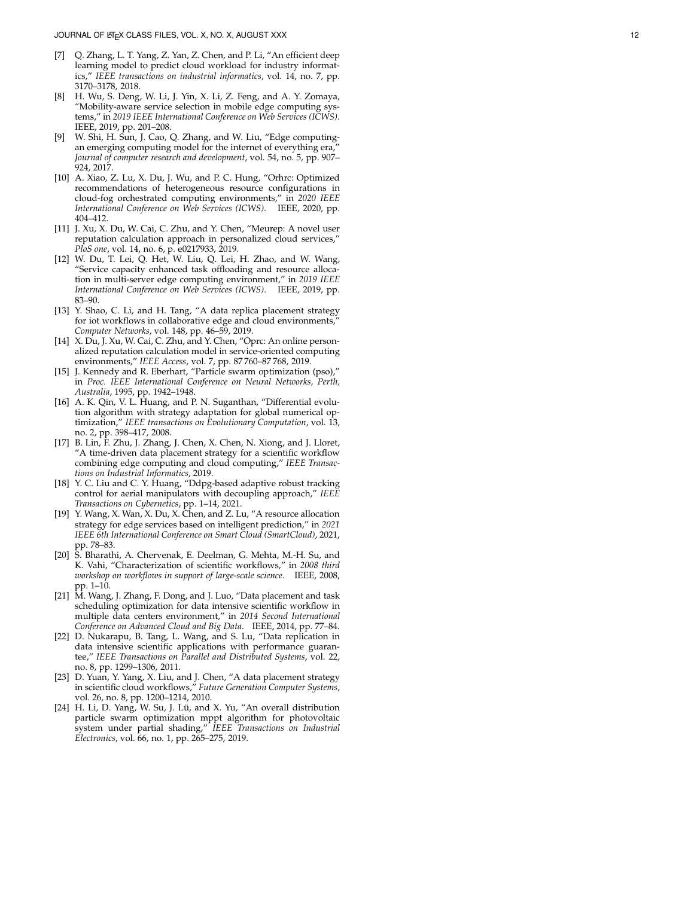[7] Q. Zhang, L. T. Yang, Z. Yan, Z. Chen, and P. Li, "An efficient deep learning model to predict cloud workload for industry informatics," *IEEE transactions on industrial informatics*, vol. 14, no. 7, pp. 3170–3178, 2018.

[8] H. Wu, S. Deng, W. Li, J. Yin, X. Li, Z. Feng, and A. Y. Zomaya, "Mobility-aware service selection in mobile edge computing systems," in *2019 IEEE International Conference on Web Services (ICWS)*. IEEE, 2019, pp. 201–208.

[9] W. Shi, H. Sun, J. Cao, Q. Zhang, and W. Liu, "Edge computing-an emerging computing model for the internet of everything era," *Journal of computer research and development*, vol. 54, no. 5, pp. 907–924, 2017.

[10] A. Xiao, Z. Lu, X. Du, J. Wu, and P. C. Hung, "Orhrc: Optimized recommendations of heterogeneous resource configurations in cloud-fog orchestrated computing environments," in *2020 IEEE International Conference on Web Services (ICWS)*. IEEE, 2020, pp. 404–412.

[11] J. Xu, X. Du, W. Cai, C. Zhu, and Y. Chen, "Meurep: A novel user reputation calculation approach in personalized cloud services," *PloS one*, vol. 14, no. 6, p. e0217933, 2019.

[12] W. Du, T. Lei, Q. Het, W. Liu, Q. Lei, H. Zhao, and W. Wang, "Service capacity enhanced task offloading and resource allocation in multi-server edge computing environment," in *2019 IEEE International Conference on Web Services (ICWS)*. IEEE, 2019, pp. 83–90.

[13] Y. Shao, C. Li, and H. Tang, "A data replica placement strategy for iot workflows in collaborative edge and cloud environments," *Computer Networks*, vol. 148, pp. 46–59, 2019.

[14] X. Du, J. Xu, W. Cai, C. Zhu, and Y. Chen, "Oprc: An online personalized reputation calculation model in service-oriented computing environments," *IEEE Access*, vol. 7, pp. 87 760–87 768, 2019.

[15] J. Kennedy and R. Eberhart, "Particle swarm optimization (pso)," in *Proc. IEEE International Conference on Neural Networks, Perth, Australia*, 1995, pp. 1942–1948.

[16] A. K. Qin, V. L. Huang, and P. N. Suganthan, "Differential evolution algorithm with strategy adaptation for global numerical optimization," *IEEE transactions on Evolutionary Computation*, vol. 13, no. 2, pp. 398–417, 2008.

[17] B. Lin, F. Zhu, J. Zhang, J. Chen, X. Chen, N. Xiong, and J. Lloret, "A time-driven data placement strategy for a scientific workflow combining edge computing and cloud computing," *IEEE Transactions on Industrial Informatics*, 2019.

[18] Y. C. Liu and C. Y. Huang, "Ddpg-based adaptive robust tracking control for aerial manipulators with decoupling approach," *IEEE Transactions on Cybernetics*, pp. 1–14, 2021.

[19] Y. Wang, X. Wan, X. Du, X. Chen, and Z. Lu, "A resource allocation strategy for edge services based on intelligent prediction," in *2021 IEEE 6th International Conference on Smart Cloud (SmartCloud)*, 2021, pp. 78–83.

[20] S. Bharathi, A. Chervenak, E. Deelman, G. Mehta, M.-H. Su, and K. Vahi, "Characterization of scientific workflows," in *2008 third workshop on workflows in support of large-scale science*. IEEE, 2008, pp. 1–10.

[21] M. Wang, J. Zhang, F. Dong, and J. Luo, "Data placement and task scheduling optimization for data intensive scientific workflow in multiple data centers environment," in *2014 Second International Conference on Advanced Cloud and Big Data*. IEEE, 2014, pp. 77–84.

[22] D. Nukarapu, B. Tang, L. Wang, and S. Lu, "Data replication in data intensive scientific applications with performance guarantee," *IEEE Transactions on Parallel and Distributed Systems*, vol. 22, no. 8, pp. 1299–1306, 2011.

[23] D. Yuan, Y. Yang, X. Liu, and J. Chen, "A data placement strategy in scientific cloud workflows," *Future Generation Computer Systems*, vol. 26, no. 8, pp. 1200–1214, 2010.

[24] H. Li, D. Yang, W. Su, J. Lü, and X. Yu, "An overall distribution particle swarm optimization mppt algorithm for photovoltaic system under partial shading," *IEEE Transactions on Industrial Electronics*, vol. 66, no. 1, pp. 265–275, 2019.